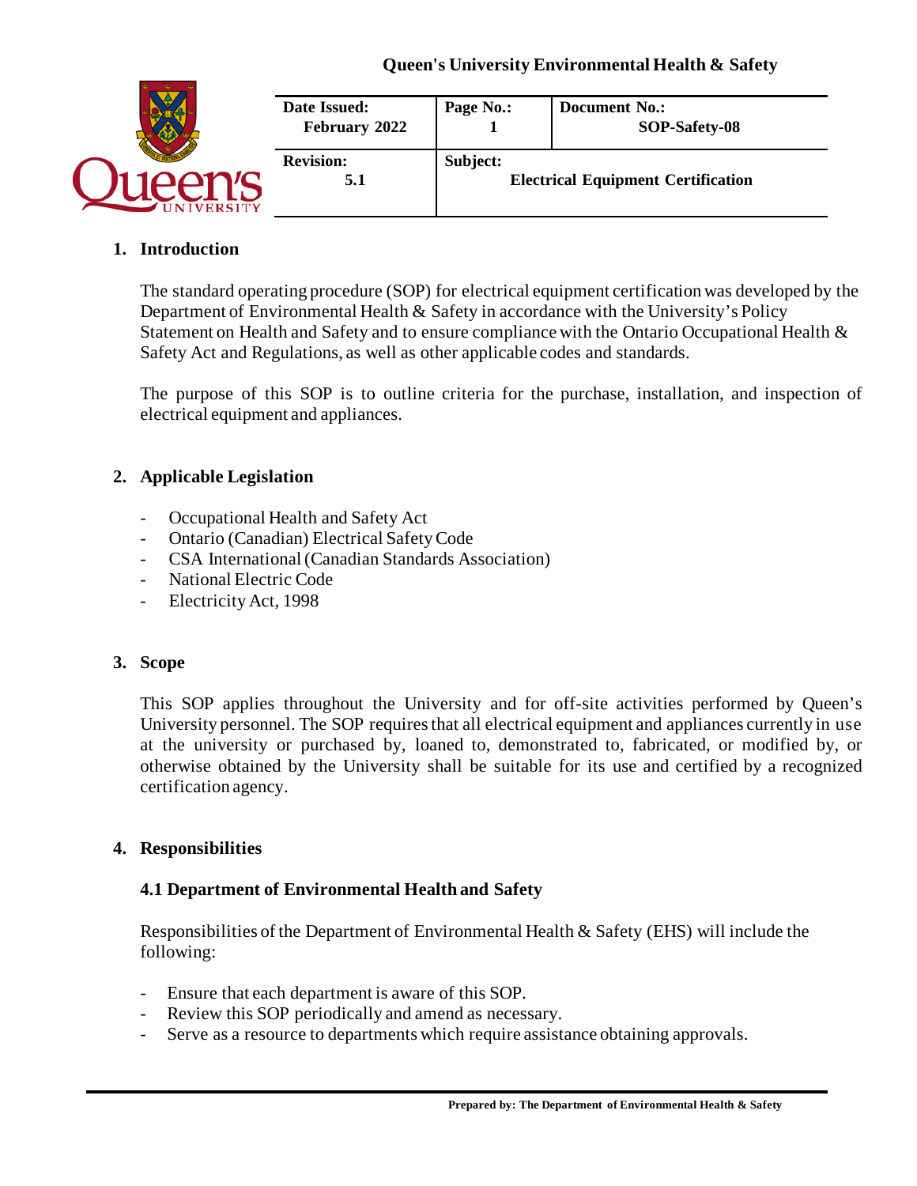**Queen's University Environmental Health & Safety**

| Date Issued: February 2022 | Page No.: 1 | Document No.: SOP-Safety-08 |
|---|---|---|
| **Revision:** 5.1 | **Subject:** Electrical Equipment Certification | |

## 1. Introduction

The standard operating procedure (SOP) for electrical equipment certification was developed by the Department of Environmental Health & Safety in accordance with the University's Policy Statement on Health and Safety and to ensure compliance with the Ontario Occupational Health & Safety Act and Regulations, as well as other applicable codes and standards.

The purpose of this SOP is to outline criteria for the purchase, installation, and inspection of electrical equipment and appliances.

## 2. Applicable Legislation

- Occupational Health and Safety Act
- Ontario (Canadian) Electrical Safety Code
- CSA International (Canadian Standards Association)
- National Electric Code
- Electricity Act, 1998

## 3. Scope

This SOP applies throughout the University and for off-site activities performed by Queen's University personnel. The SOP requires that all electrical equipment and appliances currently in use at the university or purchased by, loaned to, demonstrated to, fabricated, or modified by, or otherwise obtained by the University shall be suitable for its use and certified by a recognized certification agency.

## 4. Responsibilities

### 4.1 Department of Environmental Health and Safety

Responsibilities of the Department of Environmental Health & Safety (EHS) will include the following:

- Ensure that each department is aware of this SOP.
- Review this SOP periodically and amend as necessary.
- Serve as a resource to departments which require assistance obtaining approvals.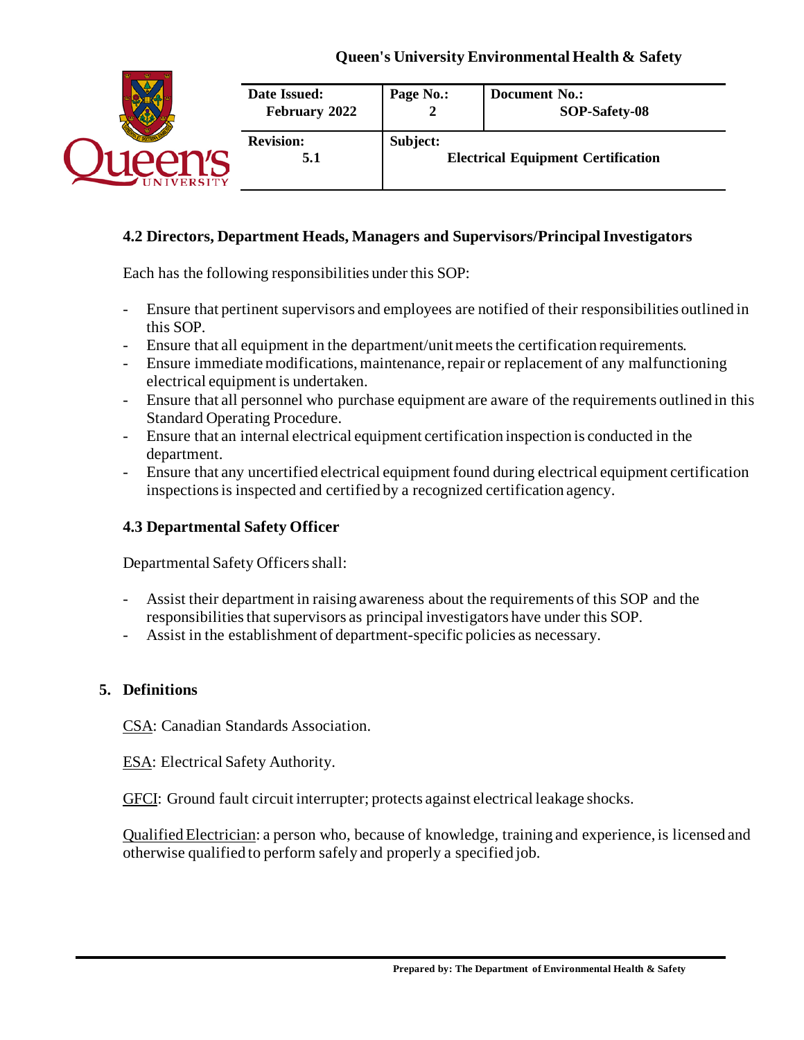### 4.2 Directors, Department Heads, Managers and Supervisors/Principal Investigators

Each has the following responsibilities under this SOP:

- Ensure that pertinent supervisors and employees are notified of their responsibilities outlined in this SOP.
- Ensure that all equipment in the department/unit meets the certification requirements.
- Ensure immediate modifications, maintenance, repair or replacement of any malfunctioning electrical equipment is undertaken.
- Ensure that all personnel who purchase equipment are aware of the requirements outlined in this Standard Operating Procedure.
- Ensure that an internal electrical equipment certification inspection is conducted in the department.
- Ensure that any uncertified electrical equipment found during electrical equipment certification inspections is inspected and certified by a recognized certification agency.

### 4.3 Departmental Safety Officer

Departmental Safety Officers shall:

- Assist their department in raising awareness about the requirements of this SOP and the responsibilities that supervisors as principal investigators have under this SOP.
- Assist in the establishment of department-specific policies as necessary.

## 5. Definitions

CSA: Canadian Standards Association.

ESA: Electrical Safety Authority.

GFCI: Ground fault circuit interrupter; protects against electrical leakage shocks.

Qualified Electrician: a person who, because of knowledge, training and experience, is licensed and otherwise qualified to perform safely and properly a specified job.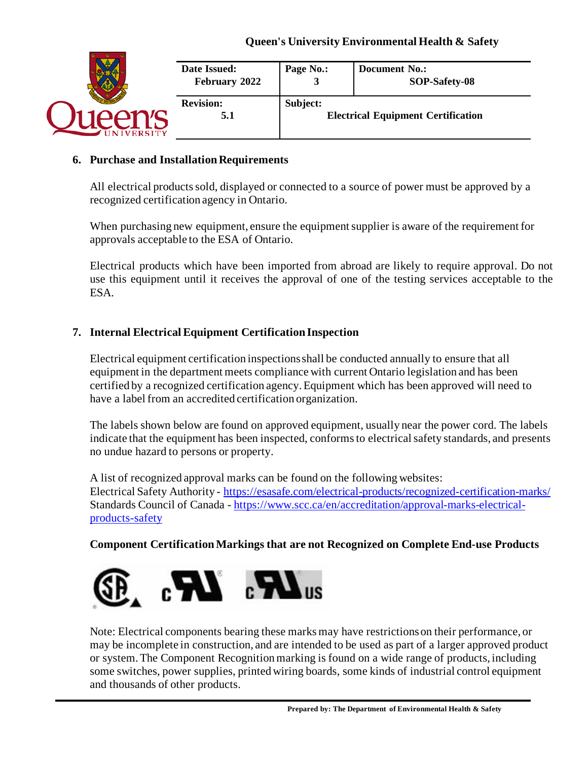## 6. Purchase and Installation Requirements

All electrical products sold, displayed or connected to a source of power must be approved by a recognized certification agency in Ontario.

When purchasing new equipment, ensure the equipment supplier is aware of the requirement for approvals acceptable to the ESA of Ontario.

Electrical products which have been imported from abroad are likely to require approval. Do not use this equipment until it receives the approval of one of the testing services acceptable to the ESA.

## 7. Internal Electrical Equipment Certification Inspection

Electrical equipment certification inspections shall be conducted annually to ensure that all equipment in the department meets compliance with current Ontario legislation and has been certified by a recognized certification agency. Equipment which has been approved will need to have a label from an accredited certification organization.

The labels shown below are found on approved equipment, usually near the power cord. The labels indicate that the equipment has been inspected, conforms to electrical safety standards, and presents no undue hazard to persons or property.

A list of recognized approval marks can be found on the following websites:
Electrical Safety Authority - https://esasafe.com/electrical-products/recognized-certification-marks/
Standards Council of Canada - https://www.scc.ca/en/accreditation/approval-marks-electrical-products-safety

**Component Certification Markings that are not Recognized on Complete End-use Products**

Note: Electrical components bearing these marks may have restrictions on their performance, or may be incomplete in construction, and are intended to be used as part of a larger approved product or system. The Component Recognition marking is found on a wide range of products, including some switches, power supplies, printed wiring boards, some kinds of industrial control equipment and thousands of other products.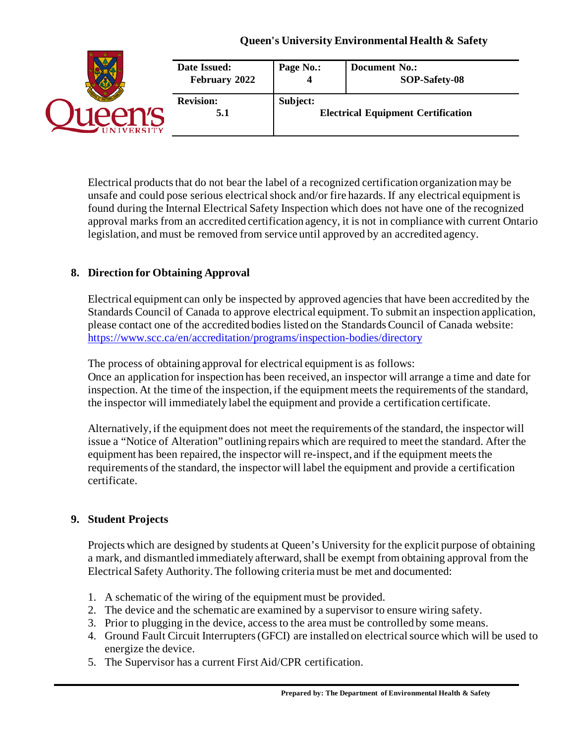Electrical products that do not bear the label of a recognized certification organization may be unsafe and could pose serious electrical shock and/or fire hazards. If any electrical equipment is found during the Internal Electrical Safety Inspection which does not have one of the recognized approval marks from an accredited certification agency, it is not in compliance with current Ontario legislation, and must be removed from service until approved by an accredited agency.

## 8. Direction for Obtaining Approval

Electrical equipment can only be inspected by approved agencies that have been accredited by the Standards Council of Canada to approve electrical equipment. To submit an inspection application, please contact one of the accredited bodies listed on the Standards Council of Canada website: https://www.scc.ca/en/accreditation/programs/inspection-bodies/directory

The process of obtaining approval for electrical equipment is as follows:
Once an application for inspection has been received, an inspector will arrange a time and date for inspection. At the time of the inspection, if the equipment meets the requirements of the standard, the inspector will immediately label the equipment and provide a certification certificate.

Alternatively, if the equipment does not meet the requirements of the standard, the inspector will issue a "Notice of Alteration" outlining repairs which are required to meet the standard. After the equipment has been repaired, the inspector will re-inspect, and if the equipment meets the requirements of the standard, the inspector will label the equipment and provide a certification certificate.

## 9. Student Projects

Projects which are designed by students at Queen's University for the explicit purpose of obtaining a mark, and dismantled immediately afterward, shall be exempt from obtaining approval from the Electrical Safety Authority. The following criteria must be met and documented:

1. A schematic of the wiring of the equipment must be provided.
2. The device and the schematic are examined by a supervisor to ensure wiring safety.
3. Prior to plugging in the device, access to the area must be controlled by some means.
4. Ground Fault Circuit Interrupters (GFCI) are installed on electrical source which will be used to energize the device.
5. The Supervisor has a current First Aid/CPR certification.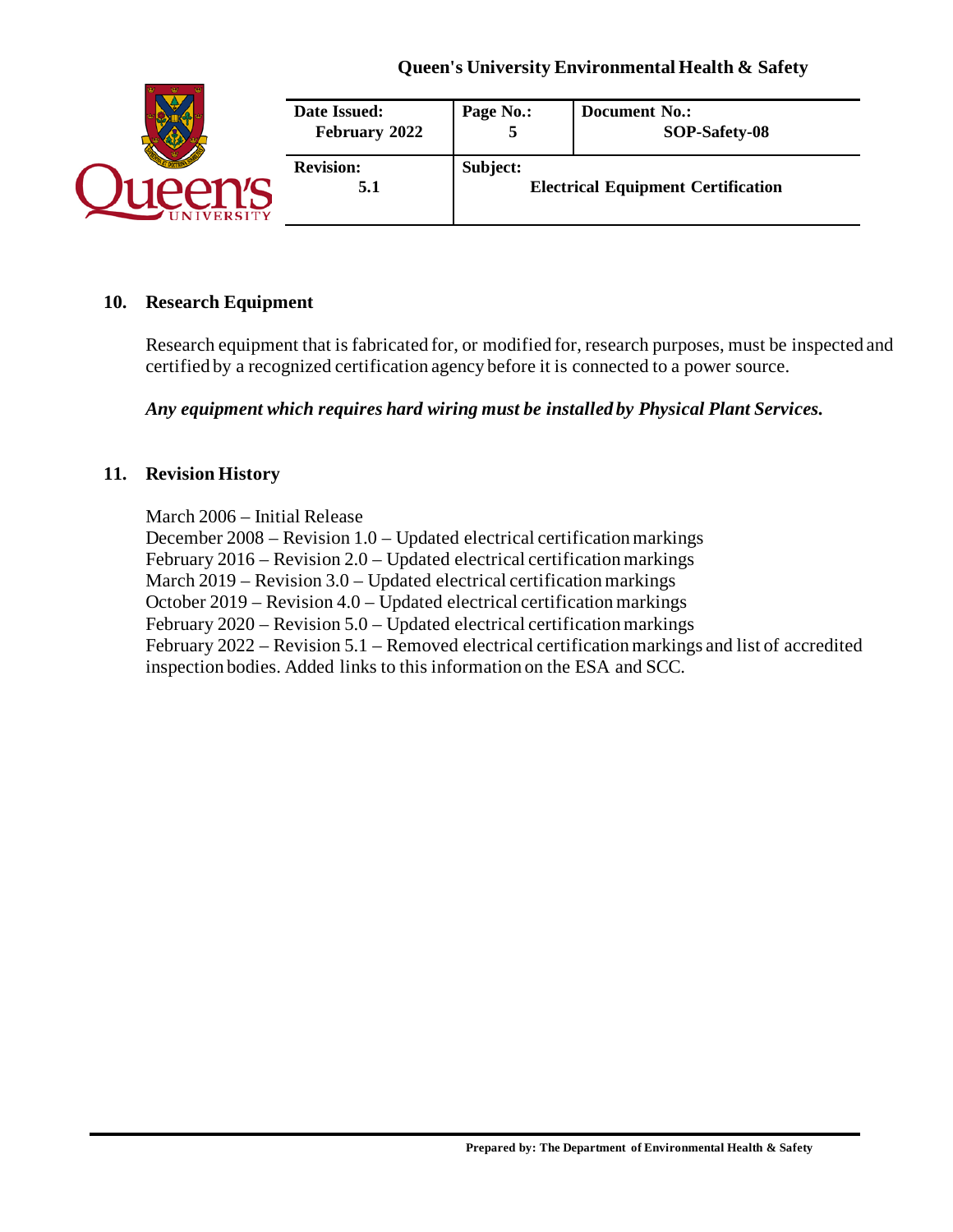## 10. Research Equipment

Research equipment that is fabricated for, or modified for, research purposes, must be inspected and certified by a recognized certification agency before it is connected to a power source.

***Any equipment which requires hard wiring must be installed by Physical Plant Services.***

## 11. Revision History

March 2006 – Initial Release
December 2008 – Revision 1.0 – Updated electrical certification markings
February 2016 – Revision 2.0 – Updated electrical certification markings
March 2019 – Revision 3.0 – Updated electrical certification markings
October 2019 – Revision 4.0 – Updated electrical certification markings
February 2020 – Revision 5.0 – Updated electrical certification markings
February 2022 – Revision 5.1 – Removed electrical certification markings and list of accredited inspection bodies. Added links to this information on the ESA and SCC.